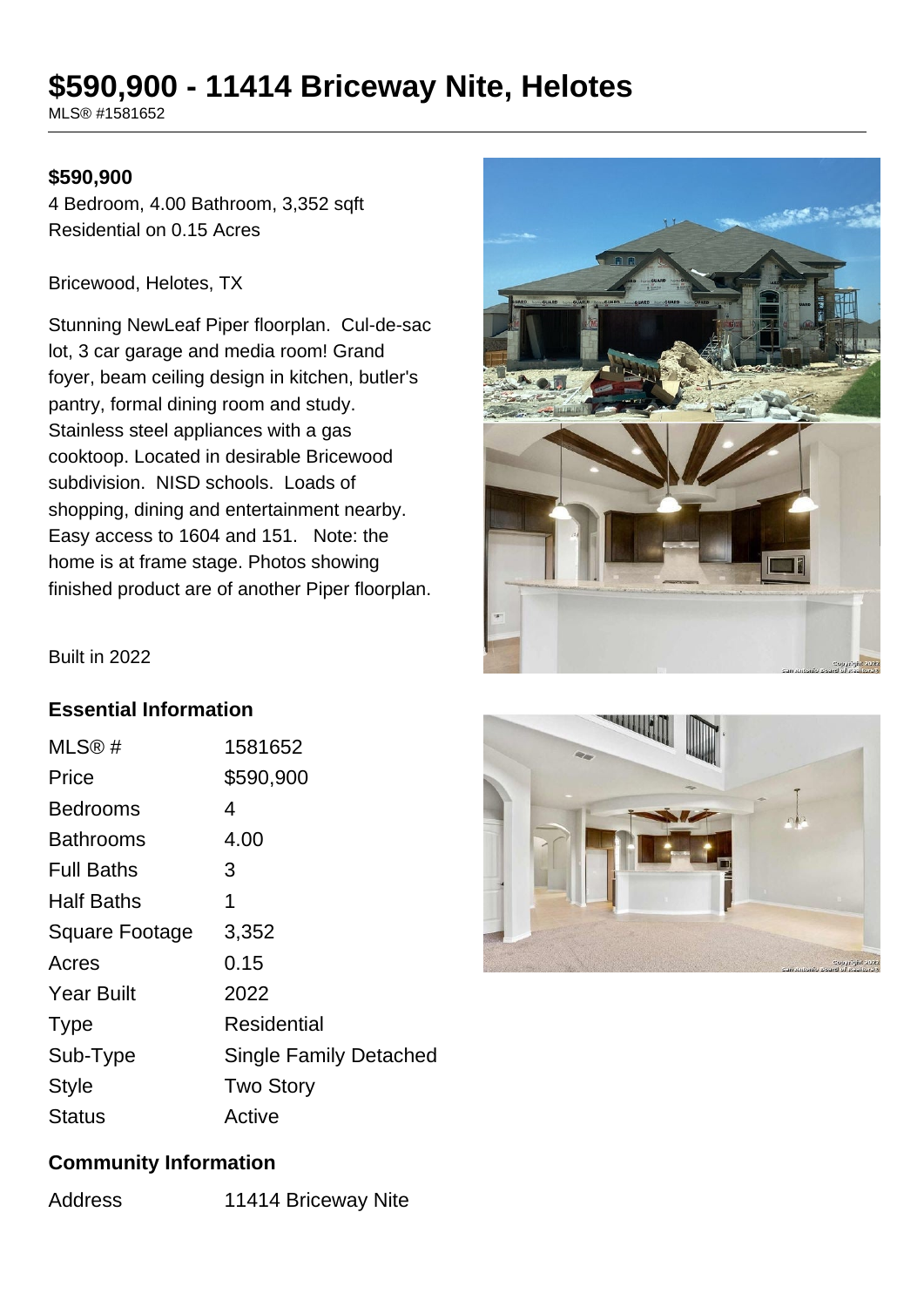# $590,900 - 11414 Briceway Nite, Helotes

MLS® #1581652

**$590,900**

4 Bedroom, 4.00 Bathroom, 3,352 sqft
Residential on 0.15 Acres

Bricewood, Helotes, TX

Stunning NewLeaf Piper floorplan. Cul-de-sac lot, 3 car garage and media room! Grand foyer, beam ceiling design in kitchen, butler's pantry, formal dining room and study. Stainless steel appliances with a gas cooktoop. Located in desirable Bricewood subdivision. NISD schools. Loads of shopping, dining and entertainment nearby. Easy access to 1604 and 151. Note: the home is at frame stage. Photos showing finished product are of another Piper floorplan.

Built in 2022

## Essential Information

| | |
|---|---|
| MLS® # | 1581652 |
| Price | $590,900 |
| Bedrooms | 4 |
| Bathrooms | 4.00 |
| Full Baths | 3 |
| Half Baths | 1 |
| Square Footage | 3,352 |
| Acres | 0.15 |
| Year Built | 2022 |
| Type | Residential |
| Sub-Type | Single Family Detached |
| Style | Two Story |
| Status | Active |

## Community Information

| | |
|---|---|
| Address | 11414 Briceway Nite |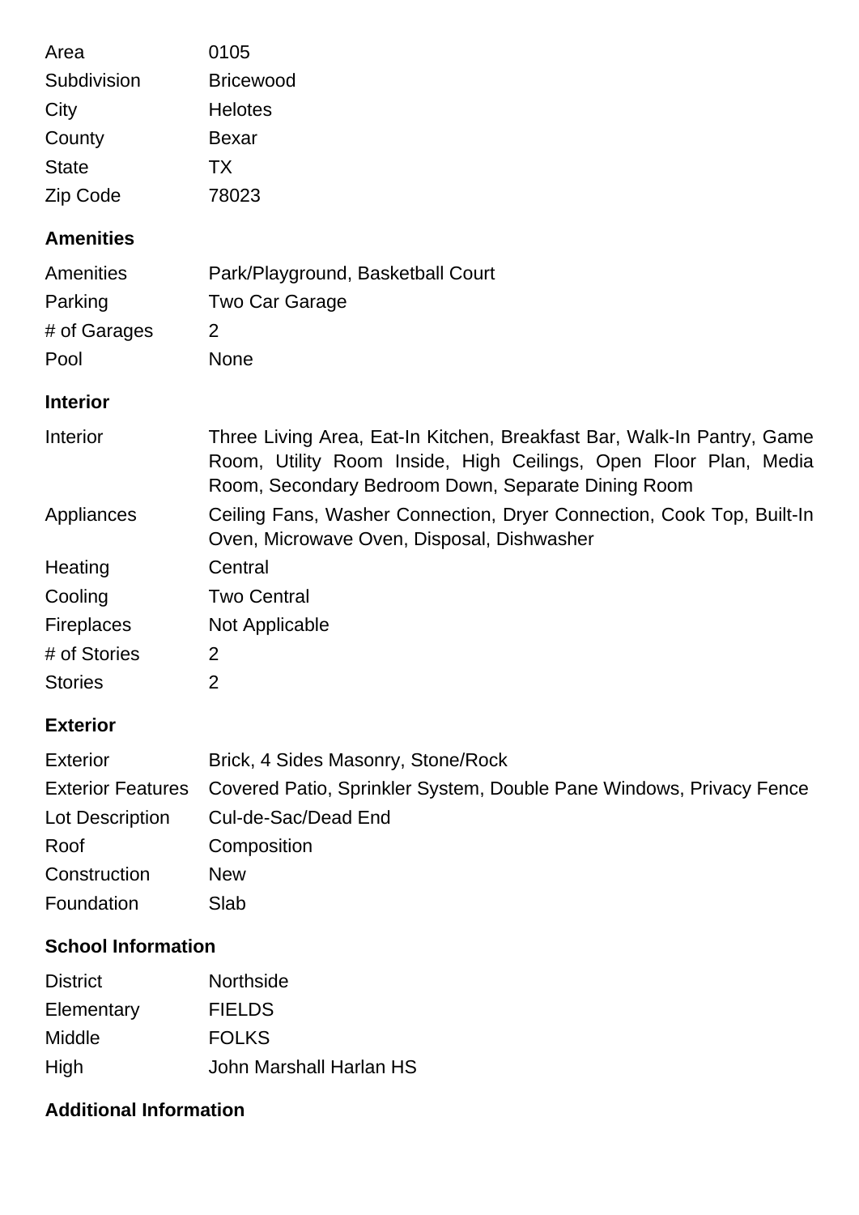| | |
|---|---|
| Area | 0105 |
| Subdivision | Bricewood |
| City | Helotes |
| County | Bexar |
| State | TX |
| Zip Code | 78023 |

### Amenities

| | |
|---|---|
| Amenities | Park/Playground, Basketball Court |
| Parking | Two Car Garage |
| # of Garages | 2 |
| Pool | None |

### Interior

| | |
|---|---|
| Interior | Three Living Area, Eat-In Kitchen, Breakfast Bar, Walk-In Pantry, Game Room, Utility Room Inside, High Ceilings, Open Floor Plan, Media Room, Secondary Bedroom Down, Separate Dining Room |
| Appliances | Ceiling Fans, Washer Connection, Dryer Connection, Cook Top, Built-In Oven, Microwave Oven, Disposal, Dishwasher |
| Heating | Central |
| Cooling | Two Central |
| Fireplaces | Not Applicable |
| # of Stories | 2 |
| Stories | 2 |

### Exterior

| | |
|---|---|
| Exterior | Brick, 4 Sides Masonry, Stone/Rock |
| Exterior Features | Covered Patio, Sprinkler System, Double Pane Windows, Privacy Fence |
| Lot Description | Cul-de-Sac/Dead End |
| Roof | Composition |
| Construction | New |
| Foundation | Slab |

### School Information

| | |
|---|---|
| District | Northside |
| Elementary | FIELDS |
| Middle | FOLKS |
| High | John Marshall Harlan HS |

### Additional Information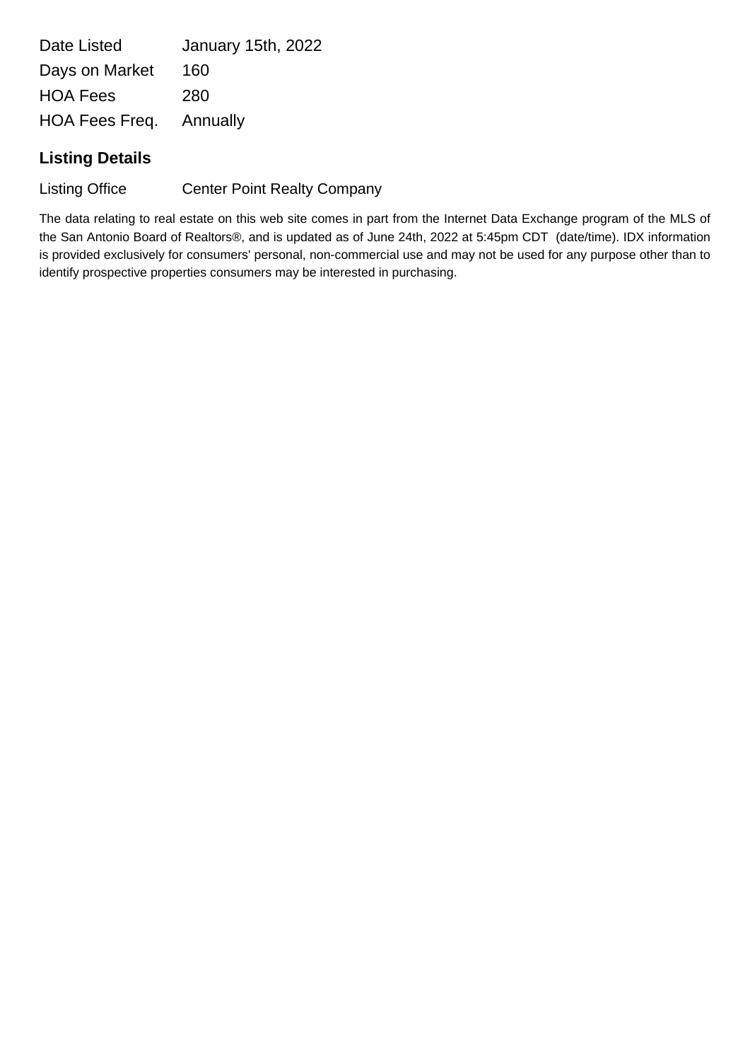| | |
|---|---|
| Date Listed | January 15th, 2022 |
| Days on Market | 160 |
| HOA Fees | 280 |
| HOA Fees Freq. | Annually |

## Listing Details

| | |
|---|---|
| Listing Office | Center Point Realty Company |

The data relating to real estate on this web site comes in part from the Internet Data Exchange program of the MLS of the San Antonio Board of Realtors®, and is updated as of June 24th, 2022 at 5:45pm CDT (date/time). IDX information is provided exclusively for consumers' personal, non-commercial use and may not be used for any purpose other than to identify prospective properties consumers may be interested in purchasing.